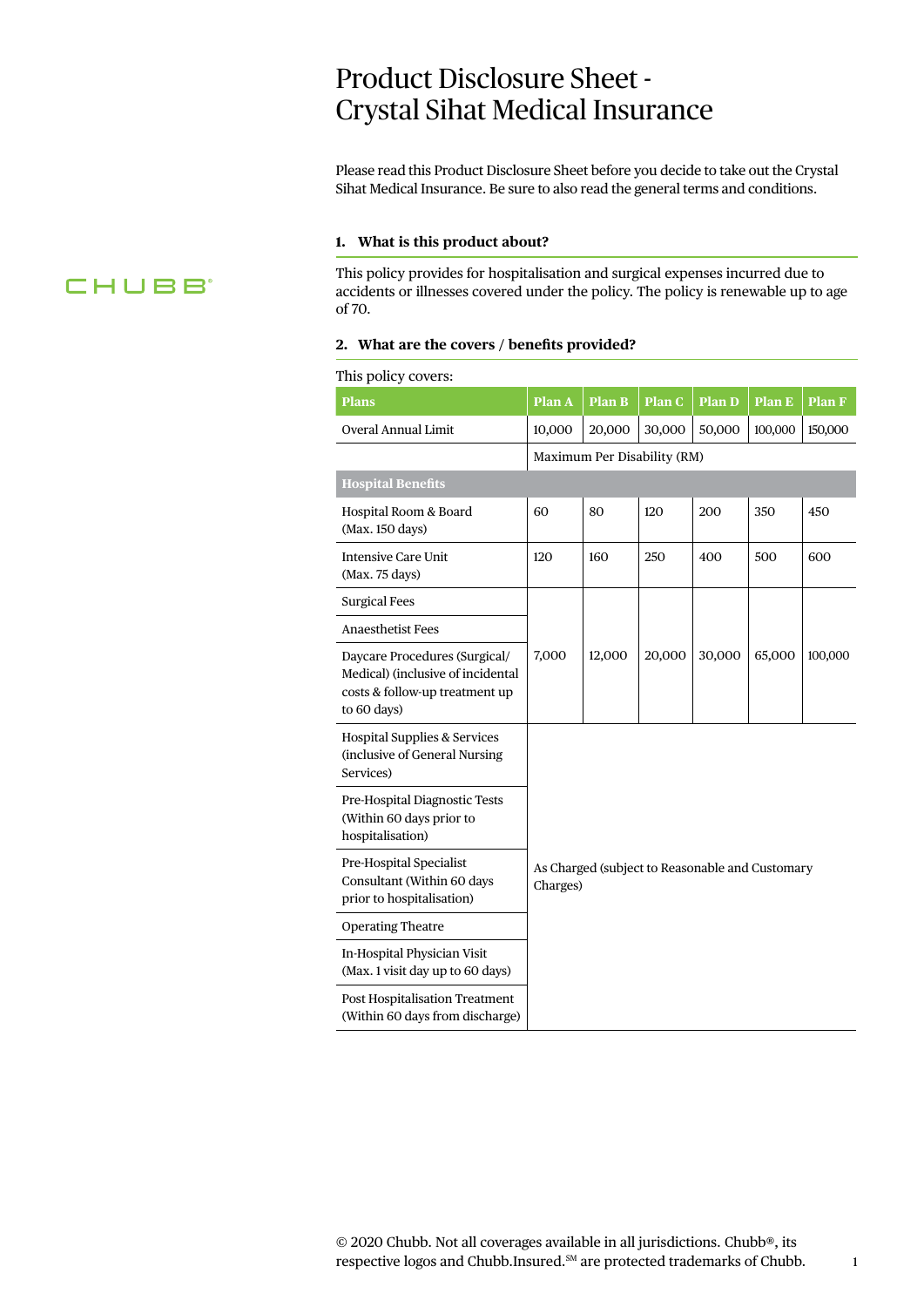# Product Disclosure Sheet - Crystal Sihat Medical Insurance

Please read this Product Disclosure Sheet before you decide to take out the Crystal Sihat Medical Insurance. Be sure to also read the general terms and conditions.

CHUBB

## 1. What is this product about?

This policy provides for hospitalisation and surgical expenses incurred due to accidents or illnesses covered under the policy. The policy is renewable up to age of 70.

## 2. What are the covers / benefits provided?

This policy covers:

| Plans | Plan A | Plan B | Plan C | Plan D | Plan E | Plan F |
|---|---|---|---|---|---|---|
| Overal Annual Limit | 10,000 | 20,000 | 30,000 | 50,000 | 100,000 | 150,000 |
| | Maximum Per Disability (RM) | | | | | |
| **Hospital Benefits** | | | | | | |
| Hospital Room & Board (Max. 150 days) | 60 | 80 | 120 | 200 | 350 | 450 |
| Intensive Care Unit (Max. 75 days) | 120 | 160 | 250 | 400 | 500 | 600 |
| Surgical Fees<br>Anaesthetist Fees<br>Daycare Procedures (Surgical/ Medical) (inclusive of incidental costs & follow-up treatment up to 60 days) | 7,000 | 12,000 | 20,000 | 30,000 | 65,000 | 100,000 |
| Hospital Supplies & Services (inclusive of General Nursing Services)<br>Pre-Hospital Diagnostic Tests (Within 60 days prior to hospitalisation)<br>Pre-Hospital Specialist Consultant (Within 60 days prior to hospitalisation)<br>Operating Theatre<br>In-Hospital Physician Visit (Max. 1 visit day up to 60 days)<br>Post Hospitalisation Treatment (Within 60 days from discharge) | As Charged (subject to Reasonable and Customary Charges) | | | | | |

© 2020 Chubb. Not all coverages available in all jurisdictions. Chubb®, its respective logos and Chubb.Insured.℠ are protected trademarks of Chubb.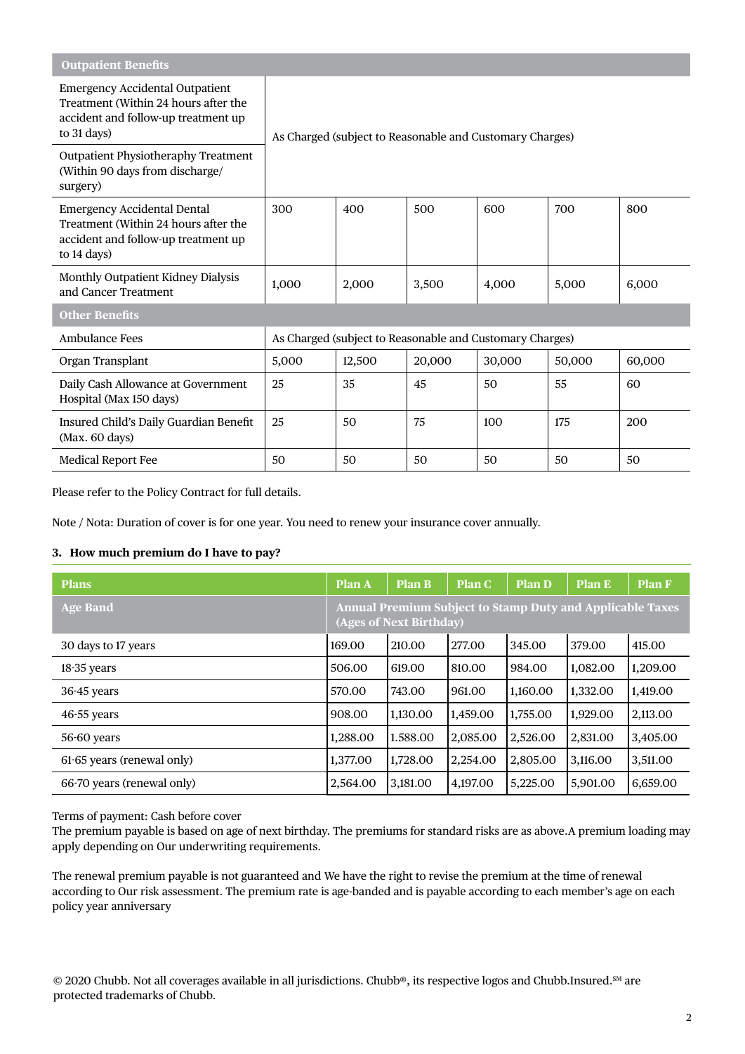| Outpatient Benefits | | | | | | |
|---|---|---|---|---|---|---|
| Emergency Accidental Outpatient Treatment (Within 24 hours after the accident and follow-up treatment up to 31 days) | As Charged (subject to Reasonable and Customary Charges) | | | | | |
| Outpatient Physiotheraphy Treatment (Within 90 days from discharge/ surgery) | | | | | | |
| Emergency Accidental Dental Treatment (Within 24 hours after the accident and follow-up treatment up to 14 days) | 300 | 400 | 500 | 600 | 700 | 800 |
| Monthly Outpatient Kidney Dialysis and Cancer Treatment | 1,000 | 2,000 | 3,500 | 4,000 | 5,000 | 6,000 |
| **Other Benefits** | | | | | | |
| Ambulance Fees | As Charged (subject to Reasonable and Customary Charges) | | | | | |
| Organ Transplant | 5,000 | 12,500 | 20,000 | 30,000 | 50,000 | 60,000 |
| Daily Cash Allowance at Government Hospital (Max 150 days) | 25 | 35 | 45 | 50 | 55 | 60 |
| Insured Child's Daily Guardian Benefit (Max. 60 days) | 25 | 50 | 75 | 100 | 175 | 200 |
| Medical Report Fee | 50 | 50 | 50 | 50 | 50 | 50 |

Please refer to the Policy Contract for full details.

Note / Nota: Duration of cover is for one year. You need to renew your insurance cover annually.

### 3. How much premium do I have to pay?

| Plans | Plan A | Plan B | Plan C | Plan D | Plan E | Plan F |
|---|---|---|---|---|---|---|
| **Age Band** | **Annual Premium Subject to Stamp Duty and Applicable Taxes (Ages of Next Birthday)** | | | | | |
| 30 days to 17 years | 169.00 | 210.00 | 277.00 | 345.00 | 379.00 | 415.00 |
| 18-35 years | 506.00 | 619.00 | 810.00 | 984.00 | 1,082.00 | 1,209.00 |
| 36-45 years | 570.00 | 743.00 | 961.00 | 1,160.00 | 1,332.00 | 1,419.00 |
| 46-55 years | 908.00 | 1,130.00 | 1,459.00 | 1,755.00 | 1,929.00 | 2,113.00 |
| 56-60 years | 1,288.00 | 1.588.00 | 2,085.00 | 2,526.00 | 2,831.00 | 3,405.00 |
| 61-65 years (renewal only) | 1,377.00 | 1,728.00 | 2,254.00 | 2,805.00 | 3,116.00 | 3,511.00 |
| 66-70 years (renewal only) | 2,564.00 | 3,181.00 | 4,197.00 | 5,225.00 | 5,901.00 | 6,659.00 |

Terms of payment: Cash before cover

The premium payable is based on age of next birthday. The premiums for standard risks are as above.A premium loading may apply depending on Our underwriting requirements.

The renewal premium payable is not guaranteed and We have the right to revise the premium at the time of renewal according to Our risk assessment. The premium rate is age-banded and is payable according to each member's age on each policy year anniversary

© 2020 Chubb. Not all coverages available in all jurisdictions. Chubb®, its respective logos and Chubb.Insured.℠ are protected trademarks of Chubb.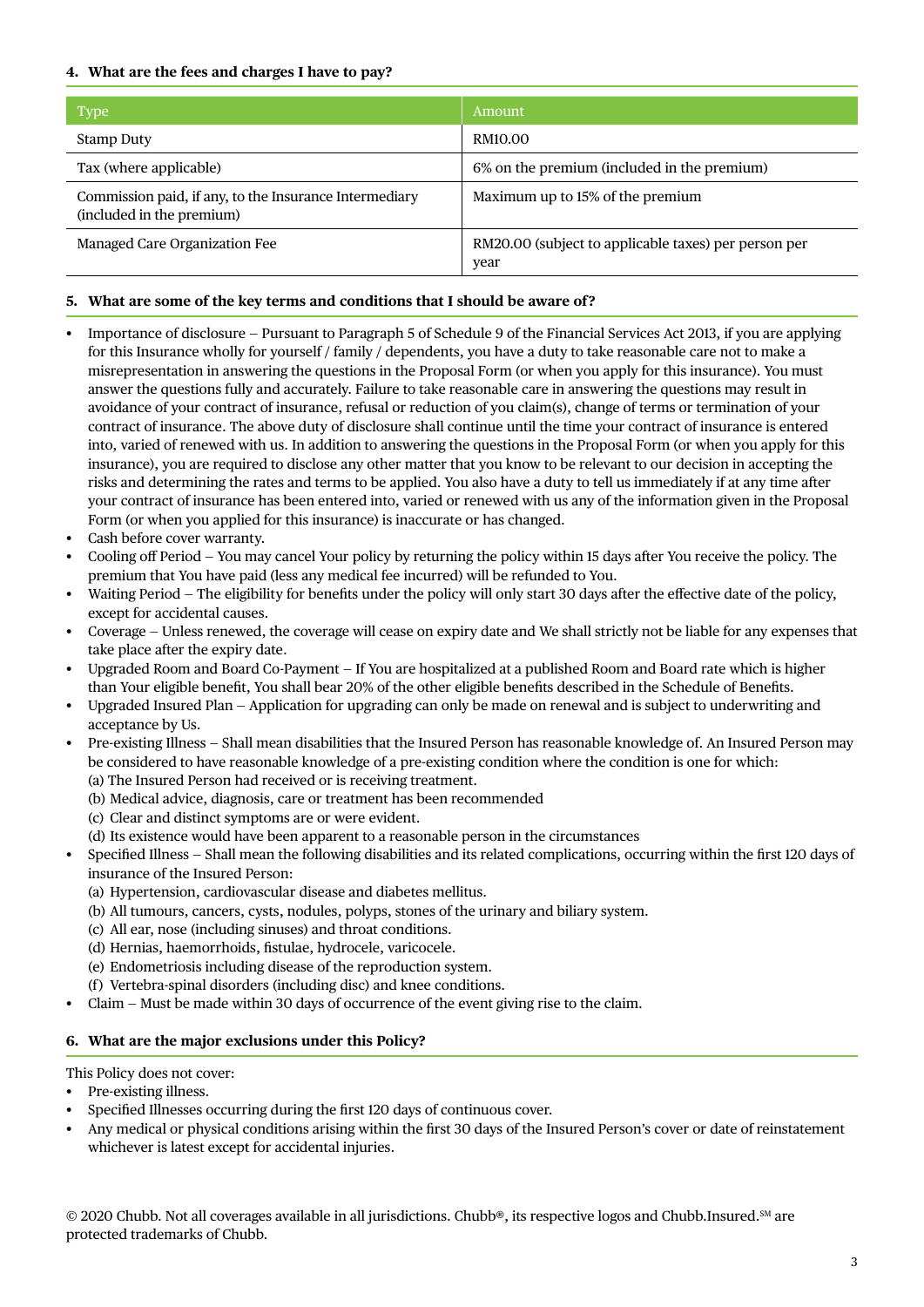#### 4. What are the fees and charges I have to pay?

| Type | Amount |
|---|---|
| Stamp Duty | RM10.00 |
| Tax (where applicable) | 6% on the premium (included in the premium) |
| Commission paid, if any, to the Insurance Intermediary (included in the premium) | Maximum up to 15% of the premium |
| Managed Care Organization Fee | RM20.00 (subject to applicable taxes) per person per year |

#### 5. What are some of the key terms and conditions that I should be aware of?

- Importance of disclosure – Pursuant to Paragraph 5 of Schedule 9 of the Financial Services Act 2013, if you are applying for this Insurance wholly for yourself / family / dependents, you have a duty to take reasonable care not to make a misrepresentation in answering the questions in the Proposal Form (or when you apply for this insurance). You must answer the questions fully and accurately. Failure to take reasonable care in answering the questions may result in avoidance of your contract of insurance, refusal or reduction of you claim(s), change of terms or termination of your contract of insurance. The above duty of disclosure shall continue until the time your contract of insurance is entered into, varied of renewed with us. In addition to answering the questions in the Proposal Form (or when you apply for this insurance), you are required to disclose any other matter that you know to be relevant to our decision in accepting the risks and determining the rates and terms to be applied. You also have a duty to tell us immediately if at any time after your contract of insurance has been entered into, varied or renewed with us any of the information given in the Proposal Form (or when you applied for this insurance) is inaccurate or has changed.
- Cash before cover warranty.
- Cooling off Period – You may cancel Your policy by returning the policy within 15 days after You receive the policy. The premium that You have paid (less any medical fee incurred) will be refunded to You.
- Waiting Period – The eligibility for benefits under the policy will only start 30 days after the effective date of the policy, except for accidental causes.
- Coverage – Unless renewed, the coverage will cease on expiry date and We shall strictly not be liable for any expenses that take place after the expiry date.
- Upgraded Room and Board Co-Payment – If You are hospitalized at a published Room and Board rate which is higher than Your eligible benefit, You shall bear 20% of the other eligible benefits described in the Schedule of Benefits.
- Upgraded Insured Plan – Application for upgrading can only be made on renewal and is subject to underwriting and acceptance by Us.
- Pre-existing Illness – Shall mean disabilities that the Insured Person has reasonable knowledge of. An Insured Person may be considered to have reasonable knowledge of a pre-existing condition where the condition is one for which:
  (a) The Insured Person had received or is receiving treatment.
  (b) Medical advice, diagnosis, care or treatment has been recommended
  (c) Clear and distinct symptoms are or were evident.
  (d) Its existence would have been apparent to a reasonable person in the circumstances
- Specified Illness – Shall mean the following disabilities and its related complications, occurring within the first 120 days of insurance of the Insured Person:
  (a) Hypertension, cardiovascular disease and diabetes mellitus.
  (b) All tumours, cancers, cysts, nodules, polyps, stones of the urinary and biliary system.
  (c) All ear, nose (including sinuses) and throat conditions.
  (d) Hernias, haemorrhoids, fistulae, hydrocele, varicocele.
  (e) Endometriosis including disease of the reproduction system.
  (f) Vertebra-spinal disorders (including disc) and knee conditions.
- Claim – Must be made within 30 days of occurrence of the event giving rise to the claim.

#### 6. What are the major exclusions under this Policy?

This Policy does not cover:

- Pre-existing illness.
- Specified Illnesses occurring during the first 120 days of continuous cover.
- Any medical or physical conditions arising within the first 30 days of the Insured Person's cover or date of reinstatement whichever is latest except for accidental injuries.

© 2020 Chubb. Not all coverages available in all jurisdictions. Chubb®, its respective logos and Chubb.Insured.℠ are protected trademarks of Chubb.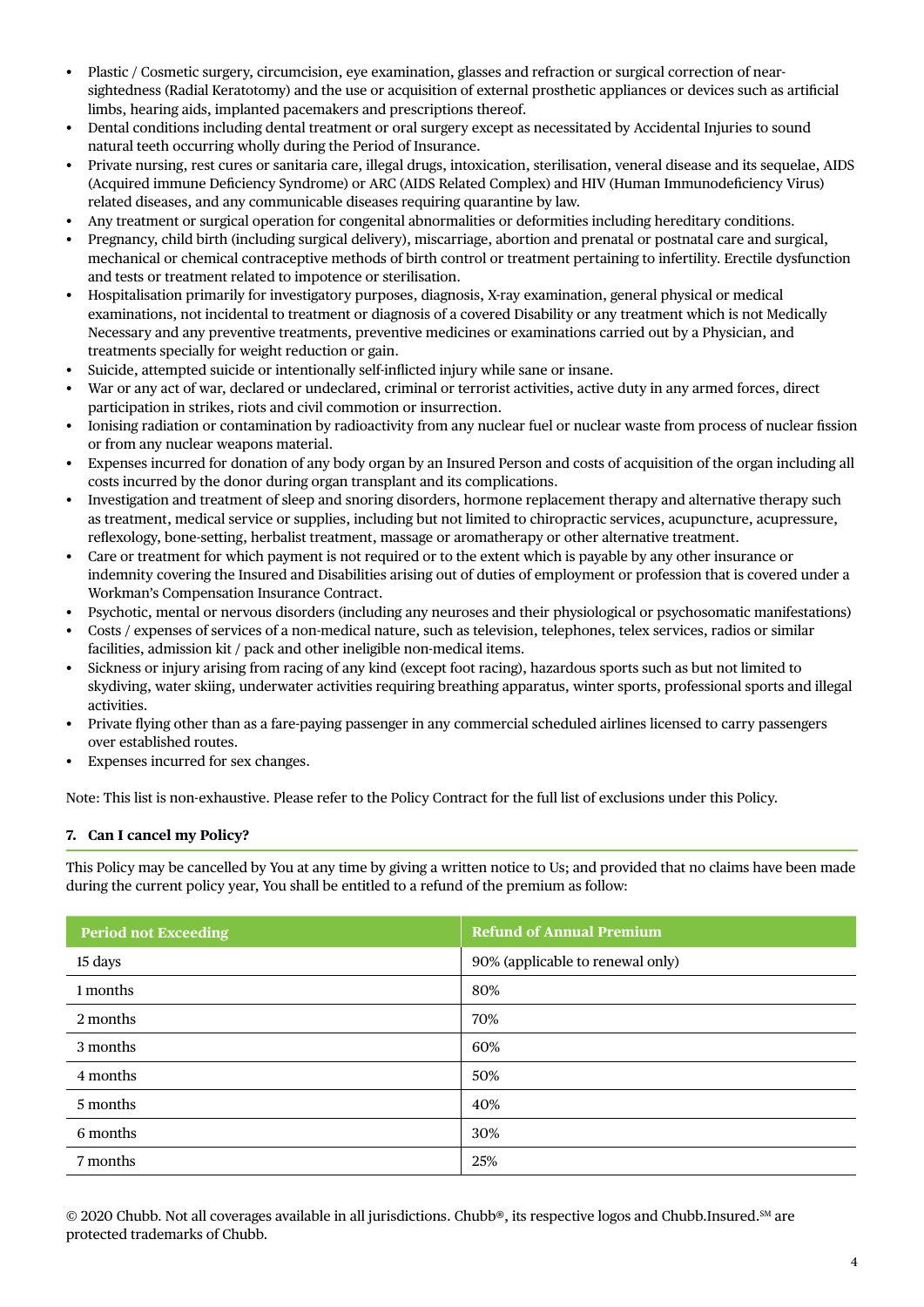- Plastic / Cosmetic surgery, circumcision, eye examination, glasses and refraction or surgical correction of near-sightedness (Radial Keratotomy) and the use or acquisition of external prosthetic appliances or devices such as artificial limbs, hearing aids, implanted pacemakers and prescriptions thereof.
- Dental conditions including dental treatment or oral surgery except as necessitated by Accidental Injuries to sound natural teeth occurring wholly during the Period of Insurance.
- Private nursing, rest cures or sanitaria care, illegal drugs, intoxication, sterilisation, veneral disease and its sequelae, AIDS (Acquired immune Deficiency Syndrome) or ARC (AIDS Related Complex) and HIV (Human Immunodeficiency Virus) related diseases, and any communicable diseases requiring quarantine by law.
- Any treatment or surgical operation for congenital abnormalities or deformities including hereditary conditions.
- Pregnancy, child birth (including surgical delivery), miscarriage, abortion and prenatal or postnatal care and surgical, mechanical or chemical contraceptive methods of birth control or treatment pertaining to infertility. Erectile dysfunction and tests or treatment related to impotence or sterilisation.
- Hospitalisation primarily for investigatory purposes, diagnosis, X-ray examination, general physical or medical examinations, not incidental to treatment or diagnosis of a covered Disability or any treatment which is not Medically Necessary and any preventive treatments, preventive medicines or examinations carried out by a Physician, and treatments specially for weight reduction or gain.
- Suicide, attempted suicide or intentionally self-inflicted injury while sane or insane.
- War or any act of war, declared or undeclared, criminal or terrorist activities, active duty in any armed forces, direct participation in strikes, riots and civil commotion or insurrection.
- Ionising radiation or contamination by radioactivity from any nuclear fuel or nuclear waste from process of nuclear fission or from any nuclear weapons material.
- Expenses incurred for donation of any body organ by an Insured Person and costs of acquisition of the organ including all costs incurred by the donor during organ transplant and its complications.
- Investigation and treatment of sleep and snoring disorders, hormone replacement therapy and alternative therapy such as treatment, medical service or supplies, including but not limited to chiropractic services, acupuncture, acupressure, reflexology, bone-setting, herbalist treatment, massage or aromatherapy or other alternative treatment.
- Care or treatment for which payment is not required or to the extent which is payable by any other insurance or indemnity covering the Insured and Disabilities arising out of duties of employment or profession that is covered under a Workman's Compensation Insurance Contract.
- Psychotic, mental or nervous disorders (including any neuroses and their physiological or psychosomatic manifestations)
- Costs / expenses of services of a non-medical nature, such as television, telephones, telex services, radios or similar facilities, admission kit / pack and other ineligible non-medical items.
- Sickness or injury arising from racing of any kind (except foot racing), hazardous sports such as but not limited to skydiving, water skiing, underwater activities requiring breathing apparatus, winter sports, professional sports and illegal activities.
- Private flying other than as a fare-paying passenger in any commercial scheduled airlines licensed to carry passengers over established routes.
- Expenses incurred for sex changes.

Note: This list is non-exhaustive. Please refer to the Policy Contract for the full list of exclusions under this Policy.

### 7. Can I cancel my Policy?

This Policy may be cancelled by You at any time by giving a written notice to Us; and provided that no claims have been made during the current policy year, You shall be entitled to a refund of the premium as follow:

| Period not Exceeding | Refund of Annual Premium |
|---|---|
| 15 days | 90% (applicable to renewal only) |
| 1 months | 80% |
| 2 months | 70% |
| 3 months | 60% |
| 4 months | 50% |
| 5 months | 40% |
| 6 months | 30% |
| 7 months | 25% |

© 2020 Chubb. Not all coverages available in all jurisdictions. Chubb®, its respective logos and Chubb.Insured.℠ are protected trademarks of Chubb.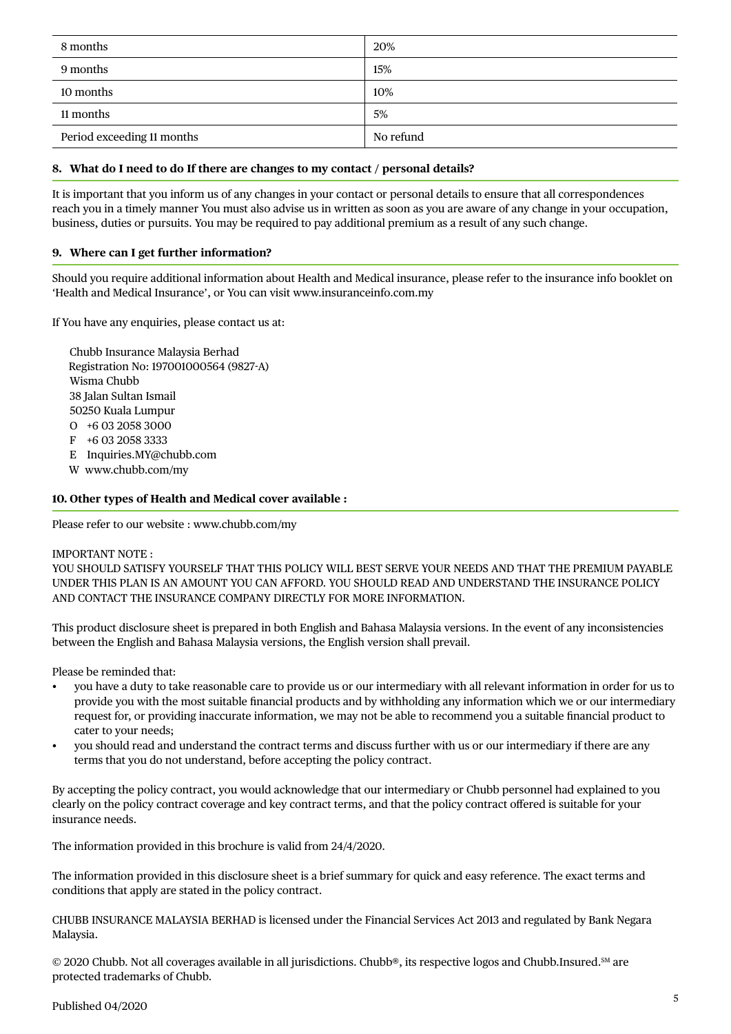| | |
|---|---|
| 8 months | 20% |
| 9 months | 15% |
| 10 months | 10% |
| 11 months | 5% |
| Period exceeding 11 months | No refund |

### 8. What do I need to do If there are changes to my contact / personal details?

It is important that you inform us of any changes in your contact or personal details to ensure that all correspondences reach you in a timely manner You must also advise us in written as soon as you are aware of any change in your occupation, business, duties or pursuits. You may be required to pay additional premium as a result of any such change.

### 9. Where can I get further information?

Should you require additional information about Health and Medical insurance, please refer to the insurance info booklet on 'Health and Medical Insurance', or You can visit www.insuranceinfo.com.my

If You have any enquiries, please contact us at:

Chubb Insurance Malaysia Berhad
Registration No: 197001000564 (9827-A)
Wisma Chubb
38 Jalan Sultan Ismail
50250 Kuala Lumpur
O +6 03 2058 3000
F +6 03 2058 3333
E Inquiries.MY@chubb.com
W www.chubb.com/my

### 10. Other types of Health and Medical cover available :

Please refer to our website : www.chubb.com/my

IMPORTANT NOTE :
YOU SHOULD SATISFY YOURSELF THAT THIS POLICY WILL BEST SERVE YOUR NEEDS AND THAT THE PREMIUM PAYABLE UNDER THIS PLAN IS AN AMOUNT YOU CAN AFFORD. YOU SHOULD READ AND UNDERSTAND THE INSURANCE POLICY AND CONTACT THE INSURANCE COMPANY DIRECTLY FOR MORE INFORMATION.

This product disclosure sheet is prepared in both English and Bahasa Malaysia versions. In the event of any inconsistencies between the English and Bahasa Malaysia versions, the English version shall prevail.

Please be reminded that:

- you have a duty to take reasonable care to provide us or our intermediary with all relevant information in order for us to provide you with the most suitable financial products and by withholding any information which we or our intermediary request for, or providing inaccurate information, we may not be able to recommend you a suitable financial product to cater to your needs;
- you should read and understand the contract terms and discuss further with us or our intermediary if there are any terms that you do not understand, before accepting the policy contract.

By accepting the policy contract, you would acknowledge that our intermediary or Chubb personnel had explained to you clearly on the policy contract coverage and key contract terms, and that the policy contract offered is suitable for your insurance needs.

The information provided in this brochure is valid from 24/4/2020.

The information provided in this disclosure sheet is a brief summary for quick and easy reference. The exact terms and conditions that apply are stated in the policy contract.

CHUBB INSURANCE MALAYSIA BERHAD is licensed under the Financial Services Act 2013 and regulated by Bank Negara Malaysia.

© 2020 Chubb. Not all coverages available in all jurisdictions. Chubb®, its respective logos and Chubb.Insured.℠ are protected trademarks of Chubb.

Published 04/2020